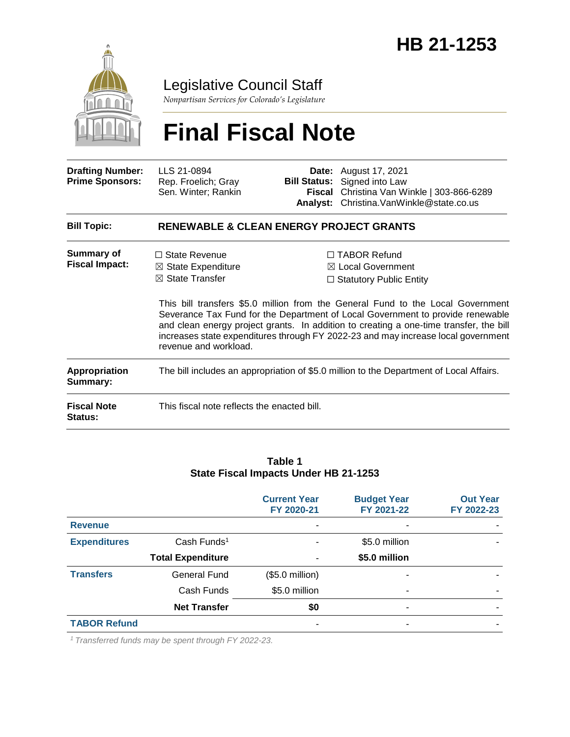# HB 21-1253

Legislative Council Staff

*Nonpartisan Services for Colorado's Legislature*

# Final Fiscal Note

| | | | |
|---|---|---|---|
| **Drafting Number:** | LLS 21-0894 | **Date:** | August 17, 2021 |
| **Prime Sponsors:** | Rep. Froelich; Gray<br>Sen. Winter; Rankin | **Bill Status:** | Signed into Law |
| | | **Fiscal Analyst:** | Christina Van Winkle \| 303-866-6289<br>Christina.VanWinkle@state.co.us |

| | |
|---|---|
| **Bill Topic:** | **RENEWABLE & CLEAN ENERGY PROJECT GRANTS** |
| **Summary of Fiscal Impact:** | ☐ State Revenue ☒ State Expenditure ☒ State Transfer ☐ TABOR Refund ☒ Local Government ☐ Statutory Public Entity<br><br>This bill transfers $5.0 million from the General Fund to the Local Government Severance Tax Fund for the Department of Local Government to provide renewable and clean energy project grants. In addition to creating a one-time transfer, the bill increases state expenditures through FY 2022-23 and may increase local government revenue and workload. |
| **Appropriation Summary:** | The bill includes an appropriation of $5.0 million to the Department of Local Affairs. |
| **Fiscal Note Status:** | This fiscal note reflects the enacted bill. |

**Table 1**
**State Fiscal Impacts Under HB 21-1253**

| | | Current Year FY 2020-21 | Budget Year FY 2021-22 | Out Year FY 2022-23 |
|---|---|---|---|---|
| **Revenue** | | - | - | - |
| **Expenditures** | Cash Funds[1] | - | $5.0 million | - |
| | **Total Expenditure** | - | **$5.0 million** | |
| **Transfers** | General Fund | ($5.0 million) | - | - |
| | Cash Funds | $5.0 million | - | - |
| | **Net Transfer** | **$0** | - | - |
| **TABOR Refund** | | - | - | - |

*[1] Transferred funds may be spent through FY 2022-23.*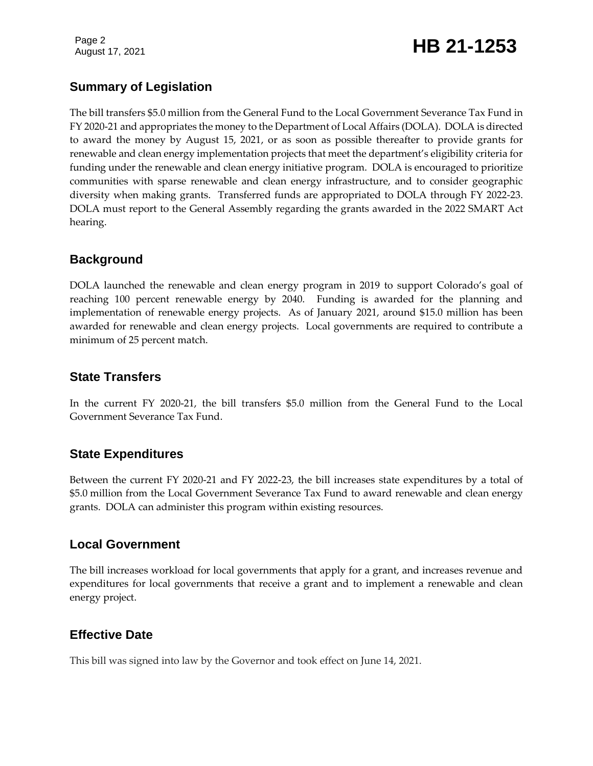## Summary of Legislation

The bill transfers $5.0 million from the General Fund to the Local Government Severance Tax Fund in FY 2020-21 and appropriates the money to the Department of Local Affairs (DOLA). DOLA is directed to award the money by August 15, 2021, or as soon as possible thereafter to provide grants for renewable and clean energy implementation projects that meet the department's eligibility criteria for funding under the renewable and clean energy initiative program. DOLA is encouraged to prioritize communities with sparse renewable and clean energy infrastructure, and to consider geographic diversity when making grants. Transferred funds are appropriated to DOLA through FY 2022-23. DOLA must report to the General Assembly regarding the grants awarded in the 2022 SMART Act hearing.

## Background

DOLA launched the renewable and clean energy program in 2019 to support Colorado's goal of reaching 100 percent renewable energy by 2040. Funding is awarded for the planning and implementation of renewable energy projects. As of January 2021, around $15.0 million has been awarded for renewable and clean energy projects. Local governments are required to contribute a minimum of 25 percent match.

## State Transfers

In the current FY 2020-21, the bill transfers $5.0 million from the General Fund to the Local Government Severance Tax Fund.

## State Expenditures

Between the current FY 2020-21 and FY 2022-23, the bill increases state expenditures by a total of $5.0 million from the Local Government Severance Tax Fund to award renewable and clean energy grants. DOLA can administer this program within existing resources.

## Local Government

The bill increases workload for local governments that apply for a grant, and increases revenue and expenditures for local governments that receive a grant and to implement a renewable and clean energy project.

## Effective Date

This bill was signed into law by the Governor and took effect on June 14, 2021.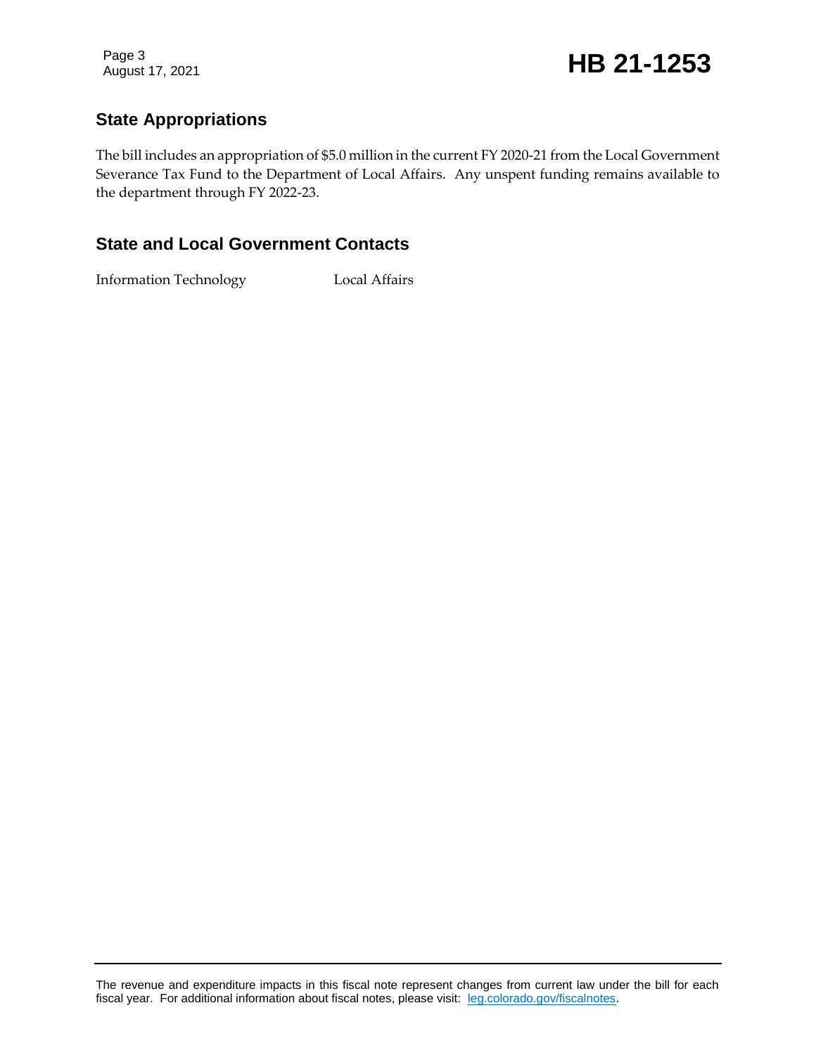## State Appropriations

The bill includes an appropriation of $5.0 million in the current FY 2020-21 from the Local Government Severance Tax Fund to the Department of Local Affairs. Any unspent funding remains available to the department through FY 2022-23.

## State and Local Government Contacts

Information Technology Local Affairs

The revenue and expenditure impacts in this fiscal note represent changes from current law under the bill for each fiscal year. For additional information about fiscal notes, please visit: leg.colorado.gov/fiscalnotes.